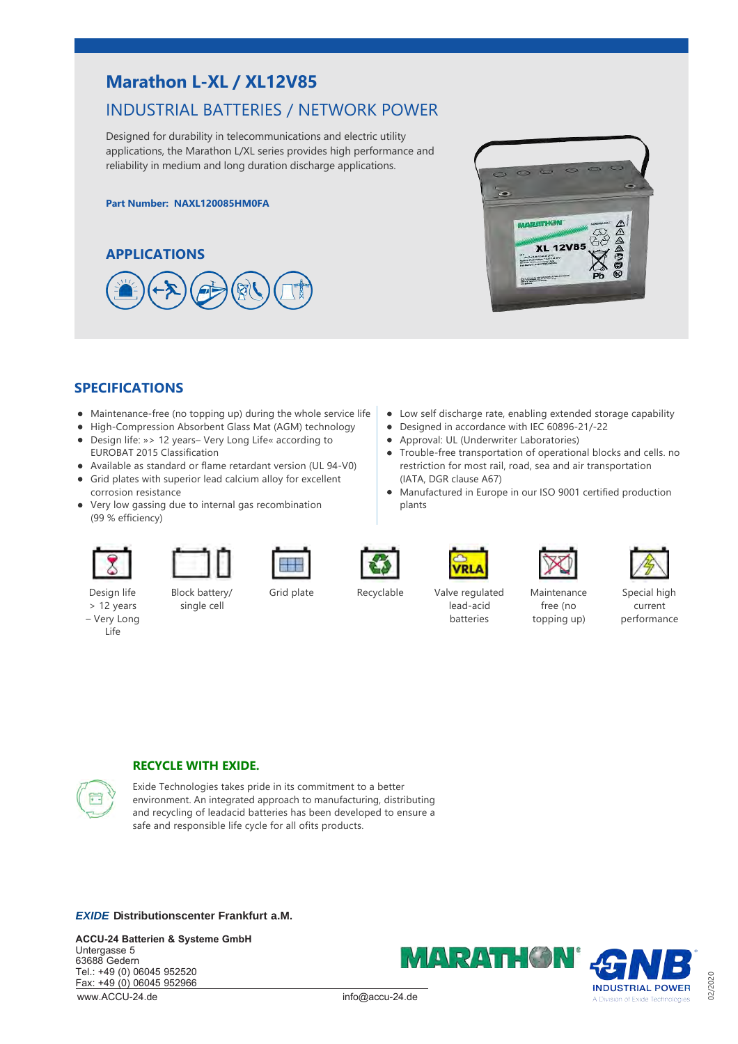# Marathon L-XL / XL12V85

## INDUSTRIAL BATTERIES / NETWORK POWER

Designed for durability in telecommunications and electric utility applications, the Marathon L/XL series provides high performance and reliability in medium and long duration discharge applications.

**Part Number: NAXL120085HM0FA**

## APPLICATIONS

## SPECIFICATIONS

- Maintenance-free (no topping up) during the whole service life
- High-Compression Absorbent Glass Mat (AGM) technology
- Design life: »> 12 years– Very Long Life« according to EUROBAT 2015 Classification
- Available as standard or flame retardant version (UL 94-V0)
- Grid plates with superior lead calcium alloy for excellent corrosion resistance
- Very low gassing due to internal gas recombination (99 % efficiency)
- Low self discharge rate, enabling extended storage capability
- Designed in accordance with IEC 60896-21/-22
- Approval: UL (Underwriter Laboratories)
- Trouble-free transportation of operational blocks and cells. no restriction for most rail, road, sea and air transportation (IATA, DGR clause A67)
- Manufactured in Europe in our ISO 9001 certified production plants

Design life > 12 years – Very Long Life

Block battery/ single cell

Grid plate

Recyclable

Valve regulated lead-acid batteries

Maintenance free (no topping up)

Special high current performance

## RECYCLE WITH EXIDE.

Exide Technologies takes pride in its commitment to a better environment. An integrated approach to manufacturing, distributing and recycling of leadacid batteries has been developed to ensure a safe and responsible life cycle for all ofits products.

***EXIDE* Distributionscenter Frankfurt a.M.**

**ACCU-24 Batterien & Systeme GmbH**
Untergasse 5
63688 Gedern
Tel.: +49 (0) 06045 952520
Fax: +49 (0) 06045 952966
www.ACCU-24.de info@accu-24.de

MARATHON GNB INDUSTRIAL POWER A Division of Exide Technologies

02/2020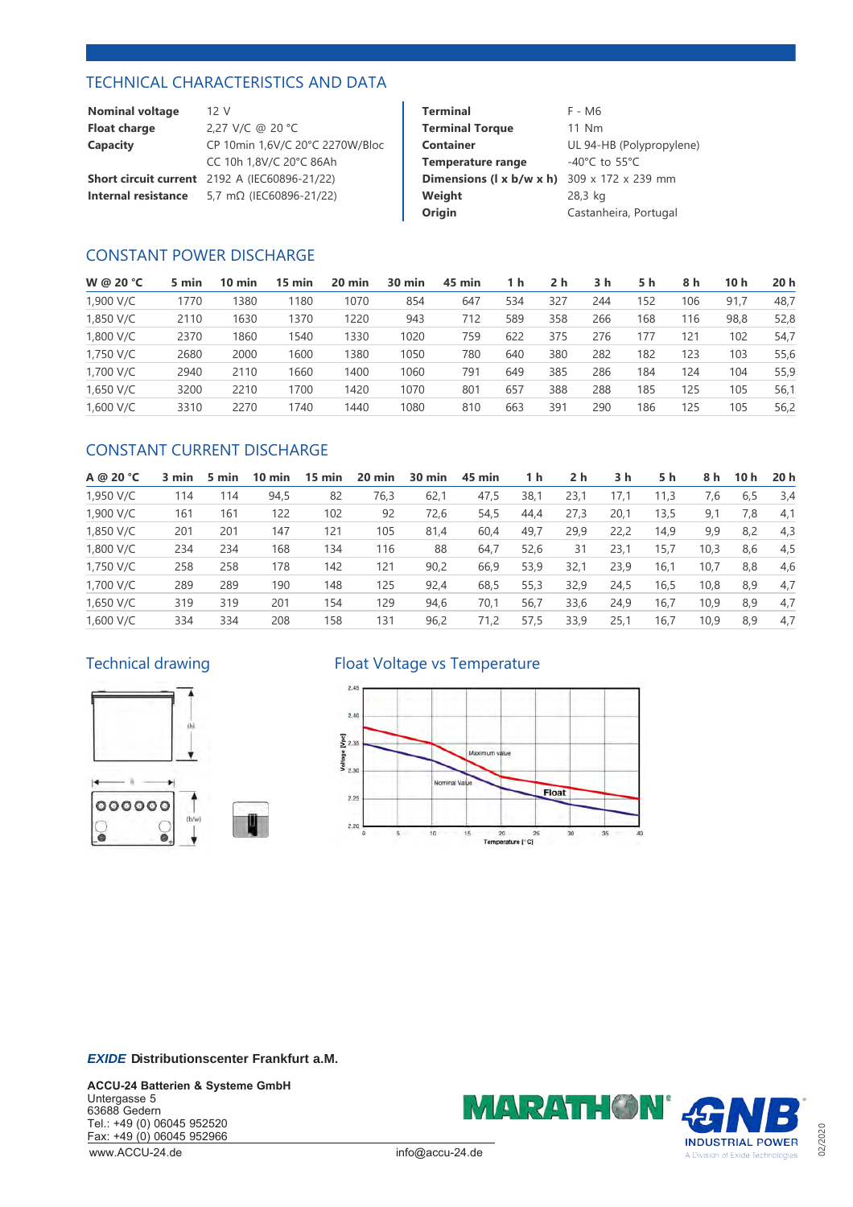## TECHNICAL CHARACTERISTICS AND DATA

| | |
|---|---|
| **Nominal voltage** | 12 V |
| **Float charge** | 2,27 V/C @ 20 °C |
| **Capacity** | CP 10min 1,6V/C 20°C 2270W/Bloc |
| | CC 10h 1,8V/C 20°C 86Ah |
| **Short circuit current** | 2192 A (IEC60896-21/22) |
| **Internal resistance** | 5,7 mΩ (IEC60896-21/22) |
| **Terminal** | F - M6 |
| **Terminal Torque** | 11 Nm |
| **Container** | UL 94-HB (Polypropylene) |
| **Temperature range** | -40°C to 55°C |
| **Dimensions (l x b/w x h)** | 309 x 172 x 239 mm |
| **Weight** | 28,3 kg |
| **Origin** | Castanheira, Portugal |

## CONSTANT POWER DISCHARGE

| W @ 20 °C | 5 min | 10 min | 15 min | 20 min | 30 min | 45 min | 1 h | 2 h | 3 h | 5 h | 8 h | 10 h | 20 h |
|---|---|---|---|---|---|---|---|---|---|---|---|---|---|
| 1,900 V/C | 1770 | 1380 | 1180 | 1070 | 854 | 647 | 534 | 327 | 244 | 152 | 106 | 91,7 | 48,7 |
| 1,850 V/C | 2110 | 1630 | 1370 | 1220 | 943 | 712 | 589 | 358 | 266 | 168 | 116 | 98,8 | 52,8 |
| 1,800 V/C | 2370 | 1860 | 1540 | 1330 | 1020 | 759 | 622 | 375 | 276 | 177 | 121 | 102 | 54,7 |
| 1,750 V/C | 2680 | 2000 | 1600 | 1380 | 1050 | 780 | 640 | 380 | 282 | 182 | 123 | 103 | 55,6 |
| 1,700 V/C | 2940 | 2110 | 1660 | 1400 | 1060 | 791 | 649 | 385 | 286 | 184 | 124 | 104 | 55,9 |
| 1,650 V/C | 3200 | 2210 | 1700 | 1420 | 1070 | 801 | 657 | 388 | 288 | 185 | 125 | 105 | 56,1 |
| 1,600 V/C | 3310 | 2270 | 1740 | 1440 | 1080 | 810 | 663 | 391 | 290 | 186 | 125 | 105 | 56,2 |

## CONSTANT CURRENT DISCHARGE

| A @ 20 °C | 3 min | 5 min | 10 min | 15 min | 20 min | 30 min | 45 min | 1 h | 2 h | 3 h | 5 h | 8 h | 10 h | 20 h |
|---|---|---|---|---|---|---|---|---|---|---|---|---|---|---|
| 1,950 V/C | 114 | 114 | 94,5 | 82 | 76,3 | 62,1 | 47,5 | 38,1 | 23,1 | 17,1 | 11,3 | 7,6 | 6,5 | 3,4 |
| 1,900 V/C | 161 | 161 | 122 | 102 | 92 | 72,6 | 54,5 | 44,4 | 27,3 | 20,1 | 13,5 | 9,1 | 7,8 | 4,1 |
| 1,850 V/C | 201 | 201 | 147 | 121 | 105 | 81,4 | 60,4 | 49,7 | 29,9 | 22,2 | 14,9 | 9,9 | 8,2 | 4,3 |
| 1,800 V/C | 234 | 234 | 168 | 134 | 116 | 88 | 64,7 | 52,6 | 31 | 23,1 | 15,7 | 10,3 | 8,6 | 4,5 |
| 1,750 V/C | 258 | 258 | 178 | 142 | 121 | 90,2 | 66,9 | 53,9 | 32,1 | 23,9 | 16,1 | 10,7 | 8,8 | 4,6 |
| 1,700 V/C | 289 | 289 | 190 | 148 | 125 | 92,4 | 68,5 | 55,3 | 32,9 | 24,5 | 16,5 | 10,8 | 8,9 | 4,7 |
| 1,650 V/C | 319 | 319 | 201 | 154 | 129 | 94,6 | 70,1 | 56,7 | 33,6 | 24,9 | 16,7 | 10,9 | 8,9 | 4,7 |
| 1,600 V/C | 334 | 334 | 208 | 158 | 131 | 96,2 | 71,2 | 57,5 | 33,9 | 25,1 | 16,7 | 10,9 | 8,9 | 4,7 |

## Technical drawing

(h)

l

(b/w)

## Float Voltage vs Temperature

Voltage [Vpc]

2.45
2.40
2.35
2.30
2.25
2.20

Maximum value

Nominal Value

Float

0 5 10 15 20 25 30 35 40

Temperature [°C]

***EXIDE*** **Distributionscenter Frankfurt a.M.**

**ACCU-24 Batterien & Systeme GmbH**
Untergasse 5
63688 Gedern
Tel.: +49 (0) 06045 952520
Fax: +49 (0) 06045 952966
www.ACCU-24.de

info@accu-24.de

MARATHON®

GNB® INDUSTRIAL POWER
A Division of Exide Technologies

02/2020